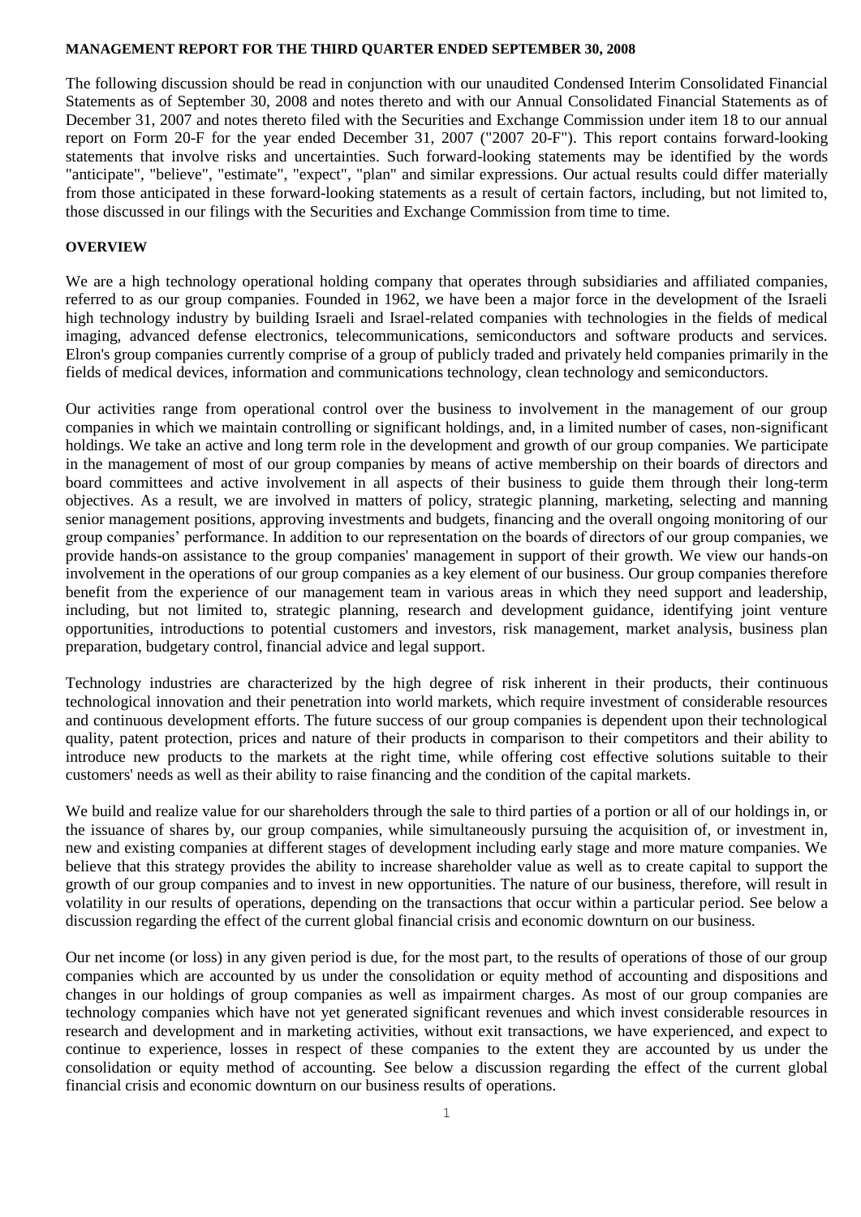**MANAGEMENT REPORT FOR THE THIRD QUARTER ENDED SEPTEMBER 30, 2008**

The following discussion should be read in conjunction with our unaudited Condensed Interim Consolidated Financial Statements as of September 30, 2008 and notes thereto and with our Annual Consolidated Financial Statements as of December 31, 2007 and notes thereto filed with the Securities and Exchange Commission under item 18 to our annual report on Form 20-F for the year ended December 31, 2007 ("2007 20-F"). This report contains forward-looking statements that involve risks and uncertainties. Such forward-looking statements may be identified by the words "anticipate", "believe", "estimate", "expect", "plan" and similar expressions. Our actual results could differ materially from those anticipated in these forward-looking statements as a result of certain factors, including, but not limited to, those discussed in our filings with the Securities and Exchange Commission from time to time.

**OVERVIEW**

We are a high technology operational holding company that operates through subsidiaries and affiliated companies, referred to as our group companies. Founded in 1962, we have been a major force in the development of the Israeli high technology industry by building Israeli and Israel-related companies with technologies in the fields of medical imaging, advanced defense electronics, telecommunications, semiconductors and software products and services. Elron's group companies currently comprise of a group of publicly traded and privately held companies primarily in the fields of medical devices, information and communications technology, clean technology and semiconductors.

Our activities range from operational control over the business to involvement in the management of our group companies in which we maintain controlling or significant holdings, and, in a limited number of cases, non-significant holdings. We take an active and long term role in the development and growth of our group companies. We participate in the management of most of our group companies by means of active membership on their boards of directors and board committees and active involvement in all aspects of their business to guide them through their long-term objectives. As a result, we are involved in matters of policy, strategic planning, marketing, selecting and manning senior management positions, approving investments and budgets, financing and the overall ongoing monitoring of our group companies' performance. In addition to our representation on the boards of directors of our group companies, we provide hands-on assistance to the group companies' management in support of their growth. We view our hands-on involvement in the operations of our group companies as a key element of our business. Our group companies therefore benefit from the experience of our management team in various areas in which they need support and leadership, including, but not limited to, strategic planning, research and development guidance, identifying joint venture opportunities, introductions to potential customers and investors, risk management, market analysis, business plan preparation, budgetary control, financial advice and legal support.

Technology industries are characterized by the high degree of risk inherent in their products, their continuous technological innovation and their penetration into world markets, which require investment of considerable resources and continuous development efforts. The future success of our group companies is dependent upon their technological quality, patent protection, prices and nature of their products in comparison to their competitors and their ability to introduce new products to the markets at the right time, while offering cost effective solutions suitable to their customers' needs as well as their ability to raise financing and the condition of the capital markets.

We build and realize value for our shareholders through the sale to third parties of a portion or all of our holdings in, or the issuance of shares by, our group companies, while simultaneously pursuing the acquisition of, or investment in, new and existing companies at different stages of development including early stage and more mature companies. We believe that this strategy provides the ability to increase shareholder value as well as to create capital to support the growth of our group companies and to invest in new opportunities. The nature of our business, therefore, will result in volatility in our results of operations, depending on the transactions that occur within a particular period. See below a discussion regarding the effect of the current global financial crisis and economic downturn on our business.

Our net income (or loss) in any given period is due, for the most part, to the results of operations of those of our group companies which are accounted by us under the consolidation or equity method of accounting and dispositions and changes in our holdings of group companies as well as impairment charges. As most of our group companies are technology companies which have not yet generated significant revenues and which invest considerable resources in research and development and in marketing activities, without exit transactions, we have experienced, and expect to continue to experience, losses in respect of these companies to the extent they are accounted by us under the consolidation or equity method of accounting. See below a discussion regarding the effect of the current global financial crisis and economic downturn on our business results of operations.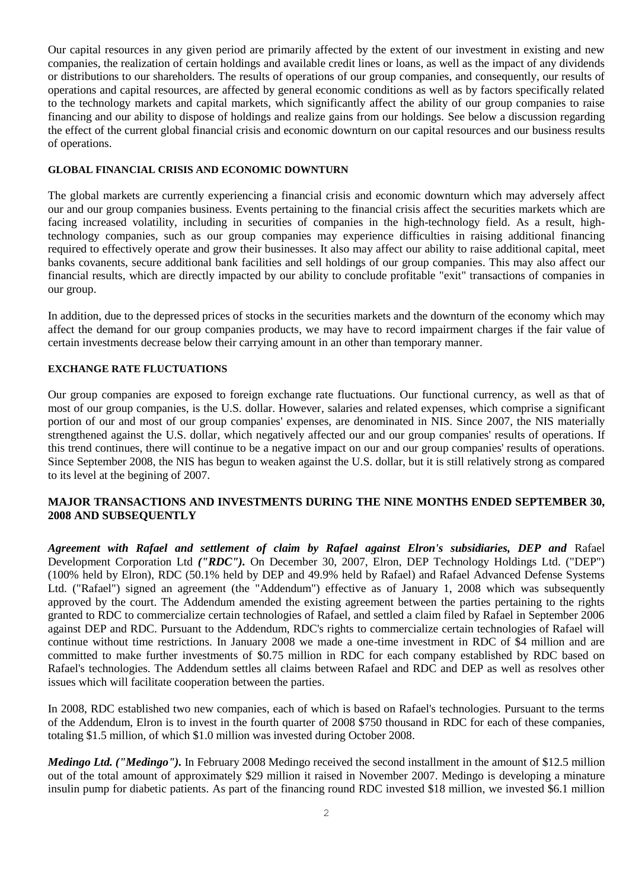Our capital resources in any given period are primarily affected by the extent of our investment in existing and new companies, the realization of certain holdings and available credit lines or loans, as well as the impact of any dividends or distributions to our shareholders. The results of operations of our group companies, and consequently, our results of operations and capital resources, are affected by general economic conditions as well as by factors specifically related to the technology markets and capital markets, which significantly affect the ability of our group companies to raise financing and our ability to dispose of holdings and realize gains from our holdings. See below a discussion regarding the effect of the current global financial crisis and economic downturn on our capital resources and our business results of operations.

#### GLOBAL FINANCIAL CRISIS AND ECONOMIC DOWNTURN

The global markets are currently experiencing a financial crisis and economic downturn which may adversely affect our and our group companies business. Events pertaining to the financial crisis affect the securities markets which are facing increased volatility, including in securities of companies in the high-technology field. As a result, high-technology companies, such as our group companies may experience difficulties in raising additional financing required to effectively operate and grow their businesses. It also may affect our ability to raise additional capital, meet banks covanents, secure additional bank facilities and sell holdings of our group companies. This may also affect our financial results, which are directly impacted by our ability to conclude profitable "exit" transactions of companies in our group.

In addition, due to the depressed prices of stocks in the securities markets and the downturn of the economy which may affect the demand for our group companies products, we may have to record impairment charges if the fair value of certain investments decrease below their carrying amount in an other than temporary manner.

#### EXCHANGE RATE FLUCTUATIONS

Our group companies are exposed to foreign exchange rate fluctuations. Our functional currency, as well as that of most of our group companies, is the U.S. dollar. However, salaries and related expenses, which comprise a significant portion of our and most of our group companies' expenses, are denominated in NIS. Since 2007, the NIS materially strengthened against the U.S. dollar, which negatively affected our and our group companies' results of operations. If this trend continues, there will continue to be a negative impact on our and our group companies' results of operations. Since September 2008, the NIS has begun to weaken against the U.S. dollar, but it is still relatively strong as compared to its level at the begining of 2007.

### MAJOR TRANSACTIONS AND INVESTMENTS DURING THE NINE MONTHS ENDED SEPTEMBER 30, 2008 AND SUBSEQUENTLY

***Agreement with Rafael and settlement of claim by Rafael against Elron's subsidiaries, DEP and*** Rafael Development Corporation Ltd ***("RDC").*** On December 30, 2007, Elron, DEP Technology Holdings Ltd. ("DEP") (100% held by Elron), RDC (50.1% held by DEP and 49.9% held by Rafael) and Rafael Advanced Defense Systems Ltd. ("Rafael") signed an agreement (the "Addendum") effective as of January 1, 2008 which was subsequently approved by the court. The Addendum amended the existing agreement between the parties pertaining to the rights granted to RDC to commercialize certain technologies of Rafael, and settled a claim filed by Rafael in September 2006 against DEP and RDC. Pursuant to the Addendum, RDC's rights to commercialize certain technologies of Rafael will continue without time restrictions. In January 2008 we made a one-time investment in RDC of $4 million and are committed to make further investments of $0.75 million in RDC for each company established by RDC based on Rafael's technologies. The Addendum settles all claims between Rafael and RDC and DEP as well as resolves other issues which will facilitate cooperation between the parties.

In 2008, RDC established two new companies, each of which is based on Rafael's technologies. Pursuant to the terms of the Addendum, Elron is to invest in the fourth quarter of 2008 $750 thousand in RDC for each of these companies, totaling $1.5 million, of which $1.0 million was invested during October 2008.

***Medingo Ltd. ("Medingo").*** In February 2008 Medingo received the second installment in the amount of $12.5 million out of the total amount of approximately $29 million it raised in November 2007. Medingo is developing a minature insulin pump for diabetic patients. As part of the financing round RDC invested $18 million, we invested $6.1 million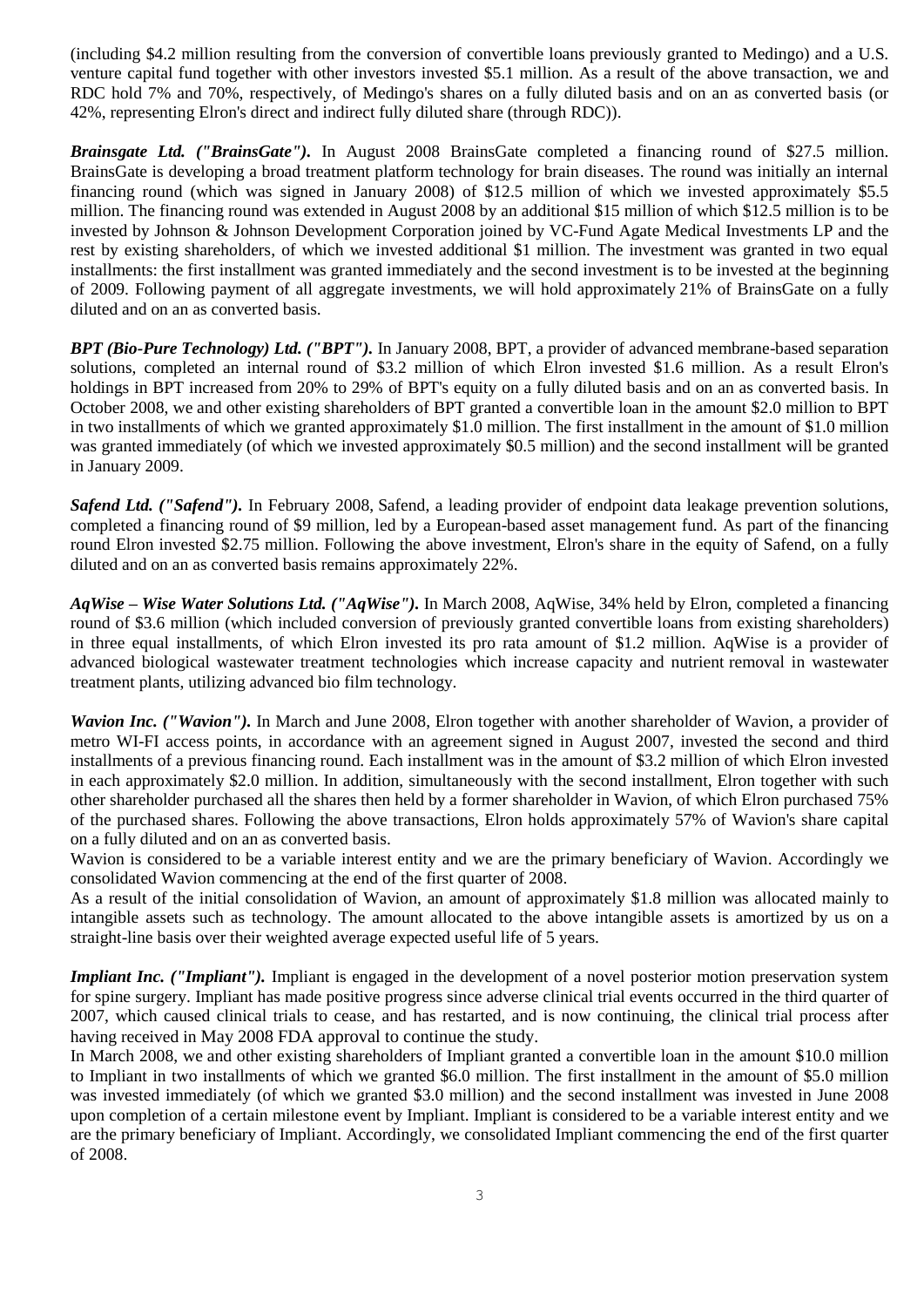(including $4.2 million resulting from the conversion of convertible loans previously granted to Medingo) and a U.S. venture capital fund together with other investors invested $5.1 million. As a result of the above transaction, we and RDC hold 7% and 70%, respectively, of Medingo's shares on a fully diluted basis and on an as converted basis (or 42%, representing Elron's direct and indirect fully diluted share (through RDC)).

***Brainsgate Ltd. ("BrainsGate").*** In August 2008 BrainsGate completed a financing round of $27.5 million. BrainsGate is developing a broad treatment platform technology for brain diseases. The round was initially an internal financing round (which was signed in January 2008) of $12.5 million of which we invested approximately $5.5 million. The financing round was extended in August 2008 by an additional $15 million of which $12.5 million is to be invested by Johnson & Johnson Development Corporation joined by VC-Fund Agate Medical Investments LP and the rest by existing shareholders, of which we invested additional $1 million. The investment was granted in two equal installments: the first installment was granted immediately and the second investment is to be invested at the beginning of 2009. Following payment of all aggregate investments, we will hold approximately 21% of BrainsGate on a fully diluted and on an as converted basis.

***BPT (Bio-Pure Technology) Ltd. ("BPT").*** In January 2008, BPT, a provider of advanced membrane-based separation solutions, completed an internal round of $3.2 million of which Elron invested $1.6 million. As a result Elron's holdings in BPT increased from 20% to 29% of BPT's equity on a fully diluted basis and on an as converted basis. In October 2008, we and other existing shareholders of BPT granted a convertible loan in the amount $2.0 million to BPT in two installments of which we granted approximately $1.0 million. The first installment in the amount of $1.0 million was granted immediately (of which we invested approximately $0.5 million) and the second installment will be granted in January 2009.

***Safend Ltd. ("Safend").*** In February 2008, Safend, a leading provider of endpoint data leakage prevention solutions, completed a financing round of $9 million, led by a European-based asset management fund. As part of the financing round Elron invested $2.75 million. Following the above investment, Elron's share in the equity of Safend, on a fully diluted and on an as converted basis remains approximately 22%.

***AqWise – Wise Water Solutions Ltd. ("AqWise").*** In March 2008, AqWise, 34% held by Elron, completed a financing round of $3.6 million (which included conversion of previously granted convertible loans from existing shareholders) in three equal installments, of which Elron invested its pro rata amount of $1.2 million. AqWise is a provider of advanced biological wastewater treatment technologies which increase capacity and nutrient removal in wastewater treatment plants, utilizing advanced bio film technology.

***Wavion Inc. ("Wavion").*** In March and June 2008, Elron together with another shareholder of Wavion, a provider of metro WI-FI access points, in accordance with an agreement signed in August 2007, invested the second and third installments of a previous financing round. Each installment was in the amount of $3.2 million of which Elron invested in each approximately $2.0 million. In addition, simultaneously with the second installment, Elron together with such other shareholder purchased all the shares then held by a former shareholder in Wavion, of which Elron purchased 75% of the purchased shares. Following the above transactions, Elron holds approximately 57% of Wavion's share capital on a fully diluted and on an as converted basis.

Wavion is considered to be a variable interest entity and we are the primary beneficiary of Wavion. Accordingly we consolidated Wavion commencing at the end of the first quarter of 2008.

As a result of the initial consolidation of Wavion, an amount of approximately $1.8 million was allocated mainly to intangible assets such as technology. The amount allocated to the above intangible assets is amortized by us on a straight-line basis over their weighted average expected useful life of 5 years.

***Impliant Inc. ("Impliant").*** Impliant is engaged in the development of a novel posterior motion preservation system for spine surgery. Impliant has made positive progress since adverse clinical trial events occurred in the third quarter of 2007, which caused clinical trials to cease, and has restarted, and is now continuing, the clinical trial process after having received in May 2008 FDA approval to continue the study.

In March 2008, we and other existing shareholders of Impliant granted a convertible loan in the amount $10.0 million to Impliant in two installments of which we granted $6.0 million. The first installment in the amount of $5.0 million was invested immediately (of which we granted $3.0 million) and the second installment was invested in June 2008 upon completion of a certain milestone event by Impliant. Impliant is considered to be a variable interest entity and we are the primary beneficiary of Impliant. Accordingly, we consolidated Impliant commencing the end of the first quarter of 2008.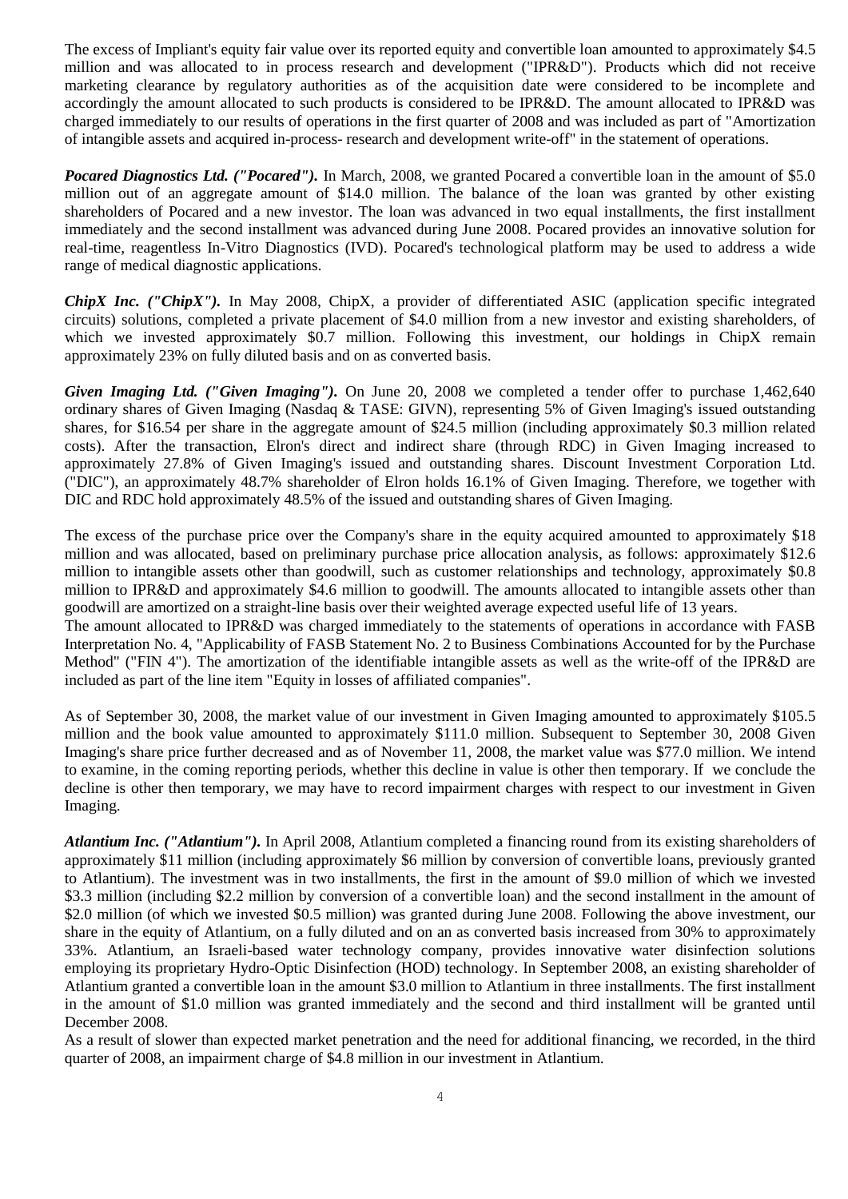The excess of Impliant's equity fair value over its reported equity and convertible loan amounted to approximately $4.5 million and was allocated to in process research and development ("IPR&D"). Products which did not receive marketing clearance by regulatory authorities as of the acquisition date were considered to be incomplete and accordingly the amount allocated to such products is considered to be IPR&D. The amount allocated to IPR&D was charged immediately to our results of operations in the first quarter of 2008 and was included as part of "Amortization of intangible assets and acquired in-process- research and development write-off" in the statement of operations.

***Pocared Diagnostics Ltd. ("Pocared").*** In March, 2008, we granted Pocared a convertible loan in the amount of $5.0 million out of an aggregate amount of $14.0 million. The balance of the loan was granted by other existing shareholders of Pocared and a new investor. The loan was advanced in two equal installments, the first installment immediately and the second installment was advanced during June 2008. Pocared provides an innovative solution for real-time, reagentless In-Vitro Diagnostics (IVD). Pocared's technological platform may be used to address a wide range of medical diagnostic applications.

***ChipX Inc. ("ChipX").*** In May 2008, ChipX, a provider of differentiated ASIC (application specific integrated circuits) solutions, completed a private placement of $4.0 million from a new investor and existing shareholders, of which we invested approximately $0.7 million. Following this investment, our holdings in ChipX remain approximately 23% on fully diluted basis and on as converted basis.

***Given Imaging Ltd. ("Given Imaging").*** On June 20, 2008 we completed a tender offer to purchase 1,462,640 ordinary shares of Given Imaging (Nasdaq & TASE: GIVN), representing 5% of Given Imaging's issued outstanding shares, for $16.54 per share in the aggregate amount of $24.5 million (including approximately $0.3 million related costs). After the transaction, Elron's direct and indirect share (through RDC) in Given Imaging increased to approximately 27.8% of Given Imaging's issued and outstanding shares. Discount Investment Corporation Ltd. ("DIC"), an approximately 48.7% shareholder of Elron holds 16.1% of Given Imaging. Therefore, we together with DIC and RDC hold approximately 48.5% of the issued and outstanding shares of Given Imaging.

The excess of the purchase price over the Company's share in the equity acquired amounted to approximately $18 million and was allocated, based on preliminary purchase price allocation analysis, as follows: approximately $12.6 million to intangible assets other than goodwill, such as customer relationships and technology, approximately $0.8 million to IPR&D and approximately $4.6 million to goodwill. The amounts allocated to intangible assets other than goodwill are amortized on a straight-line basis over their weighted average expected useful life of 13 years.
The amount allocated to IPR&D was charged immediately to the statements of operations in accordance with FASB Interpretation No. 4, "Applicability of FASB Statement No. 2 to Business Combinations Accounted for by the Purchase Method" ("FIN 4"). The amortization of the identifiable intangible assets as well as the write-off of the IPR&D are included as part of the line item "Equity in losses of affiliated companies".

As of September 30, 2008, the market value of our investment in Given Imaging amounted to approximately $105.5 million and the book value amounted to approximately $111.0 million. Subsequent to September 30, 2008 Given Imaging's share price further decreased and as of November 11, 2008, the market value was $77.0 million. We intend to examine, in the coming reporting periods, whether this decline in value is other then temporary. If we conclude the decline is other then temporary, we may have to record impairment charges with respect to our investment in Given Imaging.

***Atlantium Inc. ("Atlantium").*** In April 2008, Atlantium completed a financing round from its existing shareholders of approximately $11 million (including approximately $6 million by conversion of convertible loans, previously granted to Atlantium). The investment was in two installments, the first in the amount of $9.0 million of which we invested $3.3 million (including $2.2 million by conversion of a convertible loan) and the second installment in the amount of $2.0 million (of which we invested $0.5 million) was granted during June 2008. Following the above investment, our share in the equity of Atlantium, on a fully diluted and on an as converted basis increased from 30% to approximately 33%. Atlantium, an Israeli-based water technology company, provides innovative water disinfection solutions employing its proprietary Hydro-Optic Disinfection (HOD) technology. In September 2008, an existing shareholder of Atlantium granted a convertible loan in the amount $3.0 million to Atlantium in three installments. The first installment in the amount of $1.0 million was granted immediately and the second and third installment will be granted until December 2008.
As a result of slower than expected market penetration and the need for additional financing, we recorded, in the third quarter of 2008, an impairment charge of $4.8 million in our investment in Atlantium.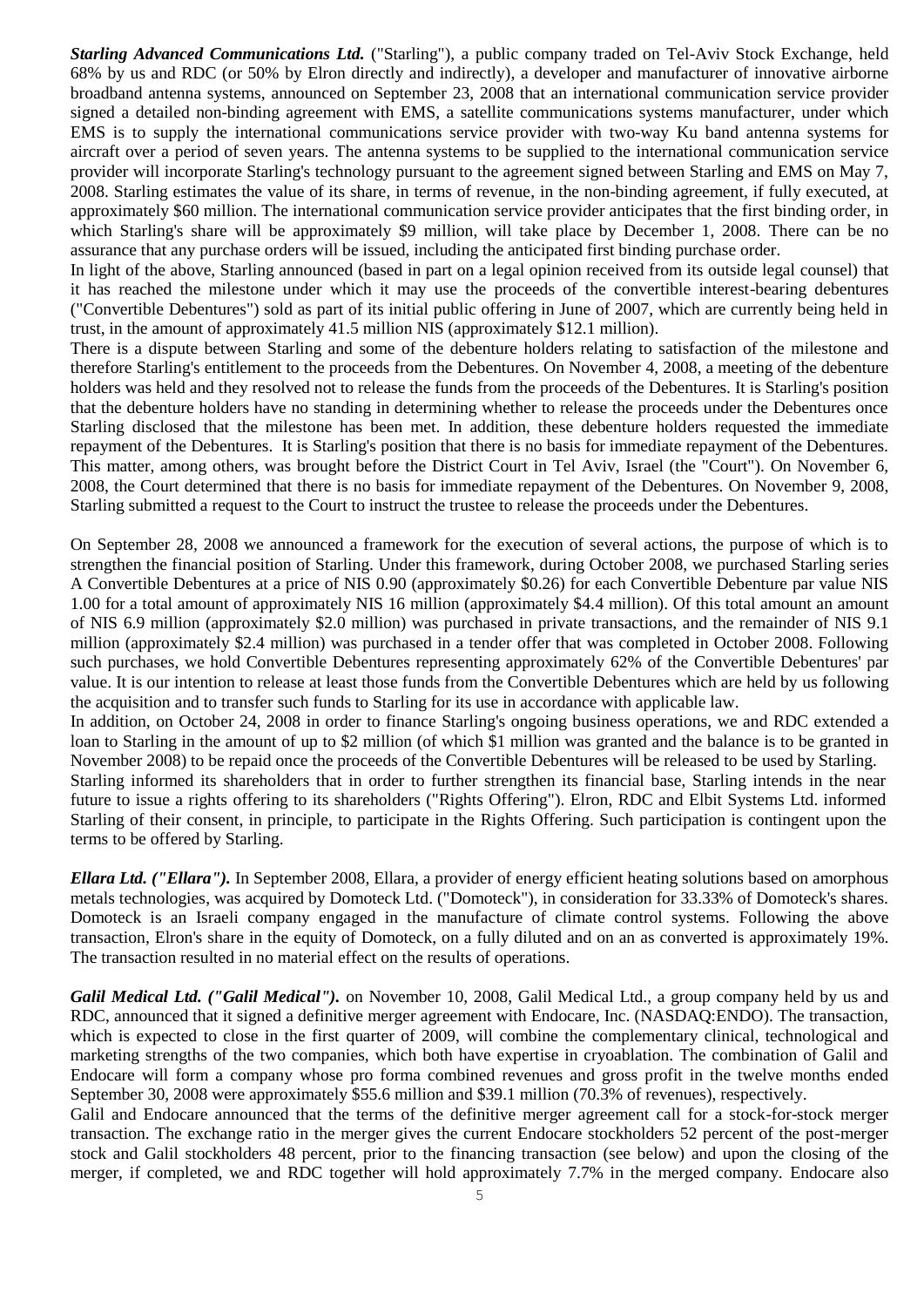***Starling Advanced Communications Ltd.*** ("Starling"), a public company traded on Tel-Aviv Stock Exchange, held 68% by us and RDC (or 50% by Elron directly and indirectly), a developer and manufacturer of innovative airborne broadband antenna systems, announced on September 23, 2008 that an international communication service provider signed a detailed non-binding agreement with EMS, a satellite communications systems manufacturer, under which EMS is to supply the international communications service provider with two-way Ku band antenna systems for aircraft over a period of seven years. The antenna systems to be supplied to the international communication service provider will incorporate Starling's technology pursuant to the agreement signed between Starling and EMS on May 7, 2008. Starling estimates the value of its share, in terms of revenue, in the non-binding agreement, if fully executed, at approximately $60 million. The international communication service provider anticipates that the first binding order, in which Starling's share will be approximately $9 million, will take place by December 1, 2008. There can be no assurance that any purchase orders will be issued, including the anticipated first binding purchase order.

In light of the above, Starling announced (based in part on a legal opinion received from its outside legal counsel) that it has reached the milestone under which it may use the proceeds of the convertible interest-bearing debentures ("Convertible Debentures") sold as part of its initial public offering in June of 2007, which are currently being held in trust, in the amount of approximately 41.5 million NIS (approximately $12.1 million).

There is a dispute between Starling and some of the debenture holders relating to satisfaction of the milestone and therefore Starling's entitlement to the proceeds from the Debentures. On November 4, 2008, a meeting of the debenture holders was held and they resolved not to release the funds from the proceeds of the Debentures. It is Starling's position that the debenture holders have no standing in determining whether to release the proceeds under the Debentures once Starling disclosed that the milestone has been met. In addition, these debenture holders requested the immediate repayment of the Debentures. It is Starling's position that there is no basis for immediate repayment of the Debentures. This matter, among others, was brought before the District Court in Tel Aviv, Israel (the "Court"). On November 6, 2008, the Court determined that there is no basis for immediate repayment of the Debentures. On November 9, 2008, Starling submitted a request to the Court to instruct the trustee to release the proceeds under the Debentures.

On September 28, 2008 we announced a framework for the execution of several actions, the purpose of which is to strengthen the financial position of Starling. Under this framework, during October 2008, we purchased Starling series A Convertible Debentures at a price of NIS 0.90 (approximately $0.26) for each Convertible Debenture par value NIS 1.00 for a total amount of approximately NIS 16 million (approximately $4.4 million). Of this total amount an amount of NIS 6.9 million (approximately $2.0 million) was purchased in private transactions, and the remainder of NIS 9.1 million (approximately $2.4 million) was purchased in a tender offer that was completed in October 2008. Following such purchases, we hold Convertible Debentures representing approximately 62% of the Convertible Debentures' par value. It is our intention to release at least those funds from the Convertible Debentures which are held by us following the acquisition and to transfer such funds to Starling for its use in accordance with applicable law.

In addition, on October 24, 2008 in order to finance Starling's ongoing business operations, we and RDC extended a loan to Starling in the amount of up to $2 million (of which $1 million was granted and the balance is to be granted in November 2008) to be repaid once the proceeds of the Convertible Debentures will be released to be used by Starling.

Starling informed its shareholders that in order to further strengthen its financial base, Starling intends in the near future to issue a rights offering to its shareholders ("Rights Offering"). Elron, RDC and Elbit Systems Ltd. informed Starling of their consent, in principle, to participate in the Rights Offering. Such participation is contingent upon the terms to be offered by Starling.

***Ellara Ltd. ("Ellara").*** In September 2008, Ellara, a provider of energy efficient heating solutions based on amorphous metals technologies, was acquired by Domoteck Ltd. ("Domoteck"), in consideration for 33.33% of Domoteck's shares. Domoteck is an Israeli company engaged in the manufacture of climate control systems. Following the above transaction, Elron's share in the equity of Domoteck, on a fully diluted and on an as converted is approximately 19%. The transaction resulted in no material effect on the results of operations.

***Galil Medical Ltd. ("Galil Medical").*** on November 10, 2008, Galil Medical Ltd., a group company held by us and RDC, announced that it signed a definitive merger agreement with Endocare, Inc. (NASDAQ:ENDO). The transaction, which is expected to close in the first quarter of 2009, will combine the complementary clinical, technological and marketing strengths of the two companies, which both have expertise in cryoablation. The combination of Galil and Endocare will form a company whose pro forma combined revenues and gross profit in the twelve months ended September 30, 2008 were approximately $55.6 million and $39.1 million (70.3% of revenues), respectively.

Galil and Endocare announced that the terms of the definitive merger agreement call for a stock-for-stock merger transaction. The exchange ratio in the merger gives the current Endocare stockholders 52 percent of the post-merger stock and Galil stockholders 48 percent, prior to the financing transaction (see below) and upon the closing of the merger, if completed, we and RDC together will hold approximately 7.7% in the merged company. Endocare also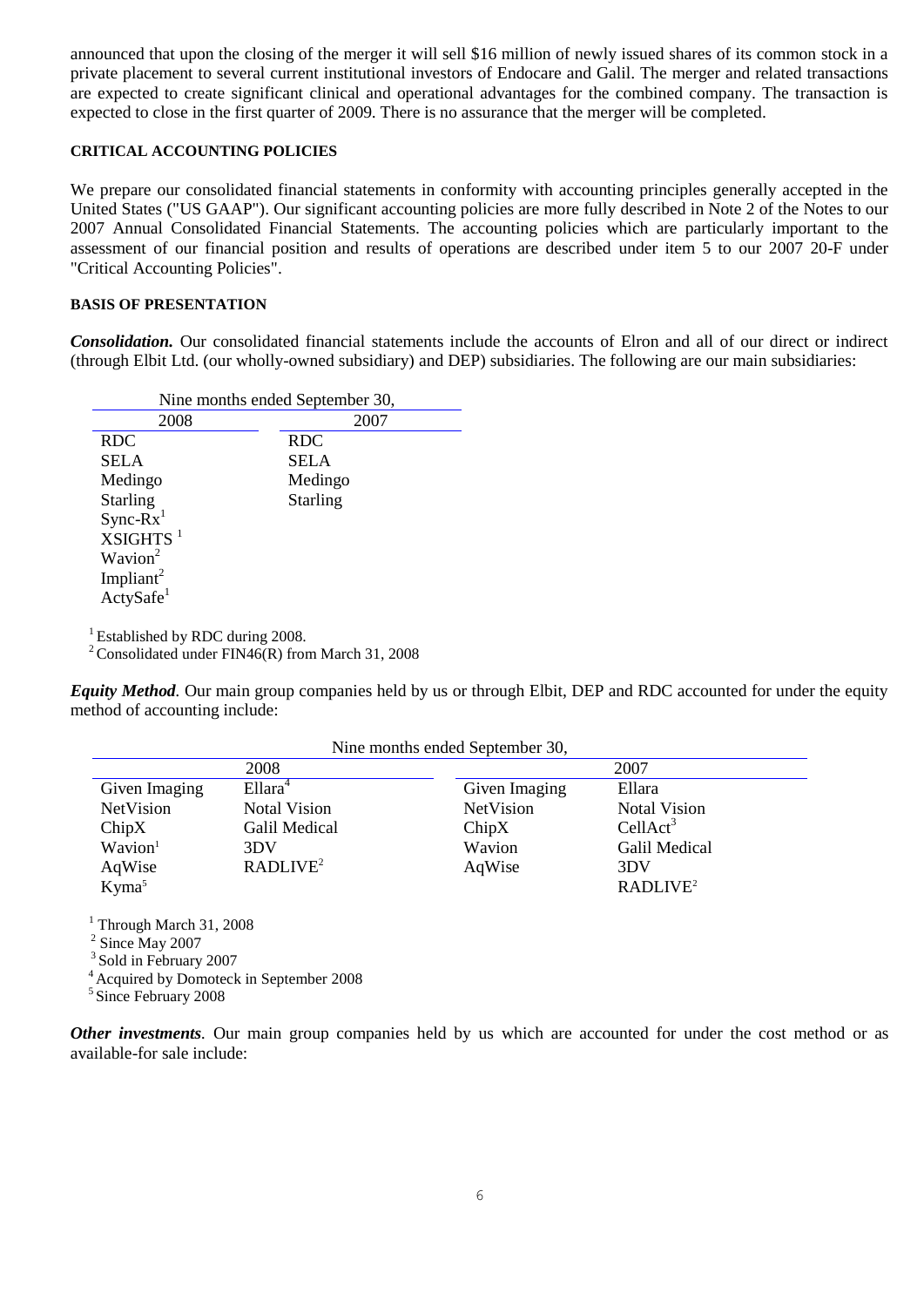announced that upon the closing of the merger it will sell $16 million of newly issued shares of its common stock in a private placement to several current institutional investors of Endocare and Galil. The merger and related transactions are expected to create significant clinical and operational advantages for the combined company. The transaction is expected to close in the first quarter of 2009. There is no assurance that the merger will be completed.

#### CRITICAL ACCOUNTING POLICIES

We prepare our consolidated financial statements in conformity with accounting principles generally accepted in the United States ("US GAAP"). Our significant accounting policies are more fully described in Note 2 of the Notes to our 2007 Annual Consolidated Financial Statements. The accounting policies which are particularly important to the assessment of our financial position and results of operations are described under item 5 to our 2007 20-F under "Critical Accounting Policies".

#### BASIS OF PRESENTATION

***Consolidation.*** Our consolidated financial statements include the accounts of Elron and all of our direct or indirect (through Elbit Ltd. (our wholly-owned subsidiary) and DEP) subsidiaries. The following are our main subsidiaries:

| Nine months ended September 30, | |
|---|---|
| 2008 | 2007 |
| RDC | RDC |
| SELA | SELA |
| Medingo | Medingo |
| Starling | Starling |
| Sync-Rx[1] | |
| XSIGHTS [1] | |
| Wavion[2] | |
| Impliant[2] | |
| ActySafe[1] | |

[1] Established by RDC during 2008.
[2] Consolidated under FIN46(R) from March 31, 2008

***Equity Method.*** Our main group companies held by us or through Elbit, DEP and RDC accounted for under the equity method of accounting include:

| Nine months ended September 30, | | | |
|---|---|---|---|
| 2008 | | 2007 | |
| Given Imaging | Ellara[4] | Given Imaging | Ellara |
| NetVision | Notal Vision | NetVision | Notal Vision |
| ChipX | Galil Medical | ChipX | CellAct[3] |
| Wavion[1] | 3DV | Wavion | Galil Medical |
| AqWise | RADLIVE[2] | AqWise | 3DV |
| Kyma[5] | | | RADLIVE[2] |

[1] Through March 31, 2008
[2] Since May 2007
[3] Sold in February 2007
[4] Acquired by Domoteck in September 2008
[5] Since February 2008

***Other investments.*** Our main group companies held by us which are accounted for under the cost method or as available-for sale include: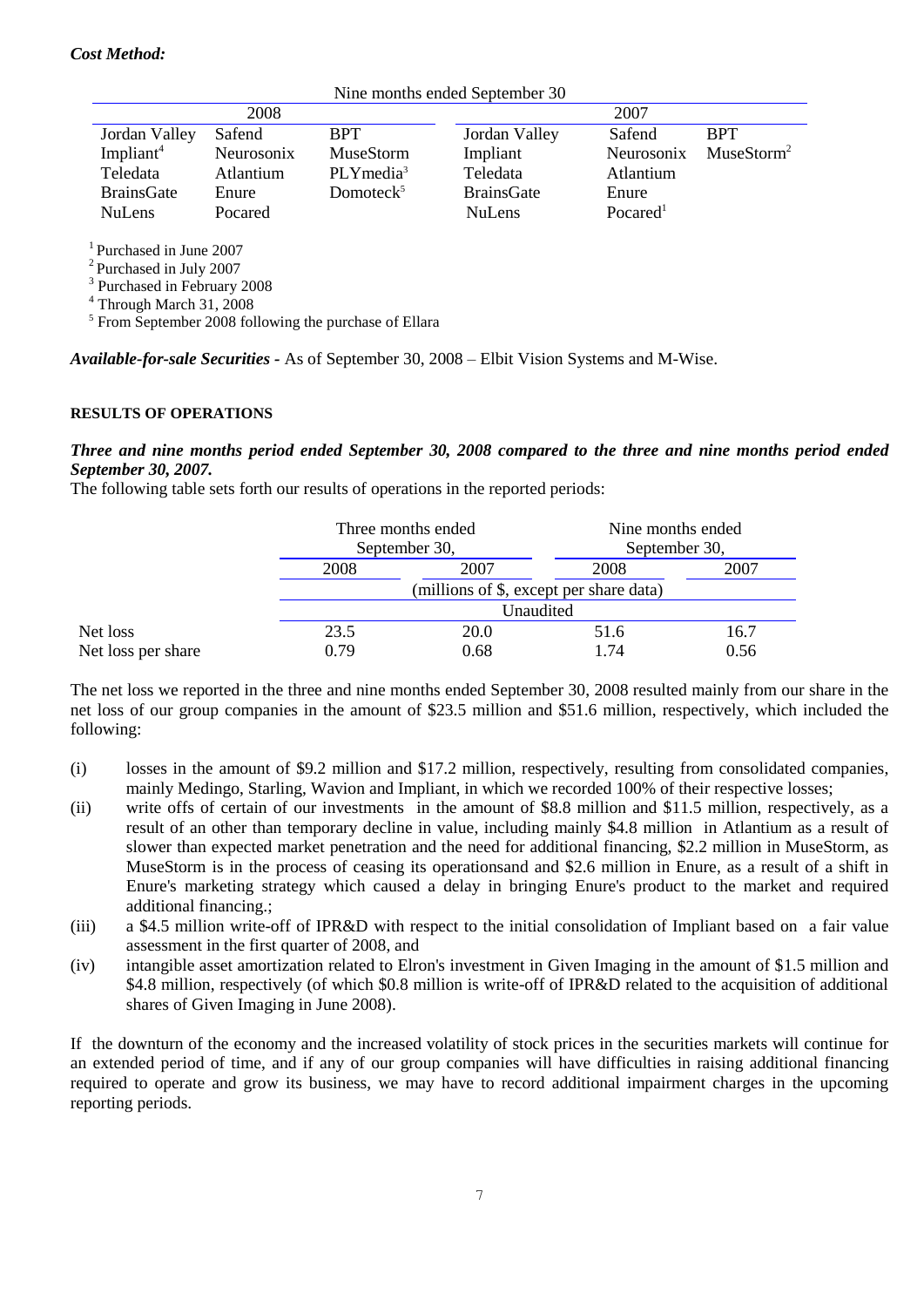***Cost Method:***

| Nine months ended September 30 | | | | | |
|---|---|---|---|---|---|
| 2008 | | | 2007 | | |
| Jordan Valley | Safend | BPT | Jordan Valley | Safend | BPT |
| Impliant[4] | Neurosonix | MuseStorm | Impliant | Neurosonix | MuseStorm[2] |
| Teledata | Atlantium | PLYmedia[3] | Teledata | Atlantium | |
| BrainsGate | Enure | Domoteck[5] | BrainsGate | Enure | |
| NuLens | Pocared | | NuLens | Pocared[1] | |

[1] Purchased in June 2007
[2] Purchased in July 2007
[3] Purchased in February 2008
[4] Through March 31, 2008
[5] From September 2008 following the purchase of Ellara

***Available-for-sale Securities*** - As of September 30, 2008 – Elbit Vision Systems and M-Wise.

**RESULTS OF OPERATIONS**

***Three and nine months period ended September 30, 2008 compared to the three and nine months period ended September 30, 2007.***

The following table sets forth our results of operations in the reported periods:

| | Three months ended September 30, | | Nine months ended September 30, | |
|---|---|---|---|---|
| | 2008 | 2007 | 2008 | 2007 |
| | (millions of $, except per share data) | | | |
| | Unaudited | | | |
| Net loss | 23.5 | 20.0 | 51.6 | 16.7 |
| Net loss per share | 0.79 | 0.68 | 1.74 | 0.56 |

The net loss we reported in the three and nine months ended September 30, 2008 resulted mainly from our share in the net loss of our group companies in the amount of $23.5 million and $51.6 million, respectively, which included the following:

(i) losses in the amount of $9.2 million and $17.2 million, respectively, resulting from consolidated companies, mainly Medingo, Starling, Wavion and Impliant, in which we recorded 100% of their respective losses;

(ii) write offs of certain of our investments in the amount of $8.8 million and $11.5 million, respectively, as a result of an other than temporary decline in value, including mainly $4.8 million in Atlantium as a result of slower than expected market penetration and the need for additional financing, $2.2 million in MuseStorm, as MuseStorm is in the process of ceasing its operationsand and $2.6 million in Enure, as a result of a shift in Enure's marketing strategy which caused a delay in bringing Enure's product to the market and required additional financing.;

(iii) a $4.5 million write-off of IPR&D with respect to the initial consolidation of Impliant based on a fair value assessment in the first quarter of 2008, and

(iv) intangible asset amortization related to Elron's investment in Given Imaging in the amount of $1.5 million and $4.8 million, respectively (of which $0.8 million is write-off of IPR&D related to the acquisition of additional shares of Given Imaging in June 2008).

If the downturn of the economy and the increased volatility of stock prices in the securities markets will continue for an extended period of time, and if any of our group companies will have difficulties in raising additional financing required to operate and grow its business, we may have to record additional impairment charges in the upcoming reporting periods.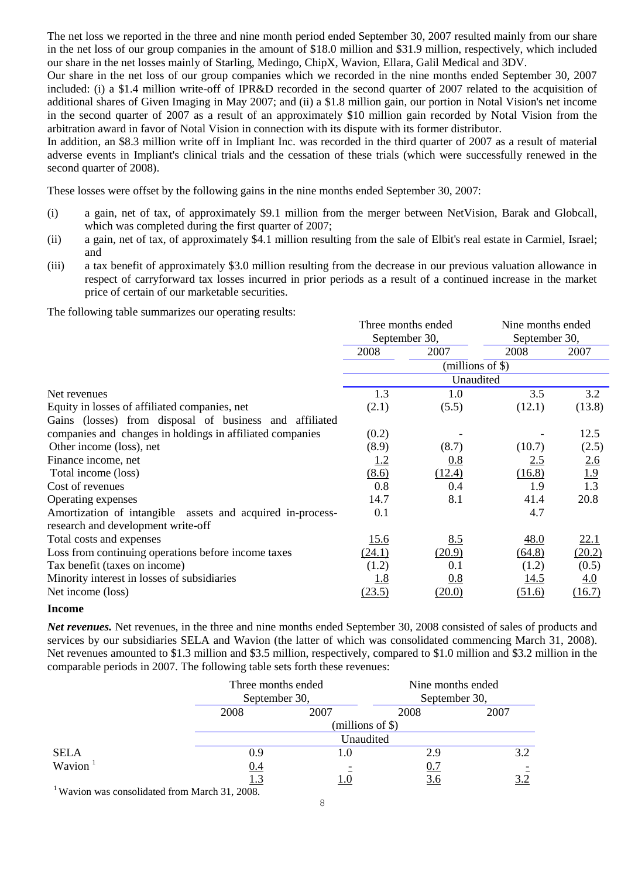The net loss we reported in the three and nine month period ended September 30, 2007 resulted mainly from our share in the net loss of our group companies in the amount of $18.0 million and $31.9 million, respectively, which included our share in the net losses mainly of Starling, Medingo, ChipX, Wavion, Ellara, Galil Medical and 3DV.

Our share in the net loss of our group companies which we recorded in the nine months ended September 30, 2007 included: (i) a $1.4 million write-off of IPR&D recorded in the second quarter of 2007 related to the acquisition of additional shares of Given Imaging in May 2007; and (ii) a $1.8 million gain, our portion in Notal Vision's net income in the second quarter of 2007 as a result of an approximately $10 million gain recorded by Notal Vision from the arbitration award in favor of Notal Vision in connection with its dispute with its former distributor.

In addition, an $8.3 million write off in Impliant Inc. was recorded in the third quarter of 2007 as a result of material adverse events in Impliant's clinical trials and the cessation of these trials (which were successfully renewed in the second quarter of 2008).

These losses were offset by the following gains in the nine months ended September 30, 2007:

(i) a gain, net of tax, of approximately $9.1 million from the merger between NetVision, Barak and Globcall, which was completed during the first quarter of 2007;

(ii) a gain, net of tax, of approximately $4.1 million resulting from the sale of Elbit's real estate in Carmiel, Israel; and

(iii) a tax benefit of approximately $3.0 million resulting from the decrease in our previous valuation allowance in respect of carryforward tax losses incurred in prior periods as a result of a continued increase in the market price of certain of our marketable securities.

The following table summarizes our operating results:

| | Three months ended September 30, | | Nine months ended September 30, | |
|---|---|---|---|---|
| | 2008 | 2007 | 2008 | 2007 |
| | (millions of $) | | | |
| | Unaudited | | | |
| Net revenues | 1.3 | 1.0 | 3.5 | 3.2 |
| Equity in losses of affiliated companies, net | (2.1) | (5.5) | (12.1) | (13.8) |
| Gains (losses) from disposal of business and affiliated companies and changes in holdings in affiliated companies | (0.2) | - | - | 12.5 |
| Other income (loss), net | (8.9) | (8.7) | (10.7) | (2.5) |
| Finance income, net | 1.2 | 0.8 | 2.5 | 2.6 |
| Total income (loss) | (8.6) | (12.4) | (16.8) | 1.9 |
| Cost of revenues | 0.8 | 0.4 | 1.9 | 1.3 |
| Operating expenses | 14.7 | 8.1 | 41.4 | 20.8 |
| Amortization of intangible assets and acquired in-process-research and development write-off | 0.1 | | 4.7 | |
| Total costs and expenses | 15.6 | 8.5 | 48.0 | 22.1 |
| Loss from continuing operations before income taxes | (24.1) | (20.9) | (64.8) | (20.2) |
| Tax benefit (taxes on income) | (1.2) | 0.1 | (1.2) | (0.5) |
| Minority interest in losses of subsidiaries | 1.8 | 0.8 | 14.5 | 4.0 |
| Net income (loss) | (23.5) | (20.0) | (51.6) | (16.7) |

## Income

***Net revenues.*** Net revenues, in the three and nine months ended September 30, 2008 consisted of sales of products and services by our subsidiaries SELA and Wavion (the latter of which was consolidated commencing March 31, 2008). Net revenues amounted to $1.3 million and $3.5 million, respectively, compared to $1.0 million and $3.2 million in the comparable periods in 2007. The following table sets forth these revenues:

| | Three months ended September 30, | | Nine months ended September 30, | |
|---|---|---|---|---|
| | 2008 | 2007 | 2008 | 2007 |
| | (millions of $) | | | |
| | Unaudited | | | |
| SELA | 0.9 | 1.0 | 2.9 | 3.2 |
| Wavion [1] | 0.4 | - | 0.7 | - |
| | 1.3 | 1.0 | 3.6 | 3.2 |

[1] Wavion was consolidated from March 31, 2008.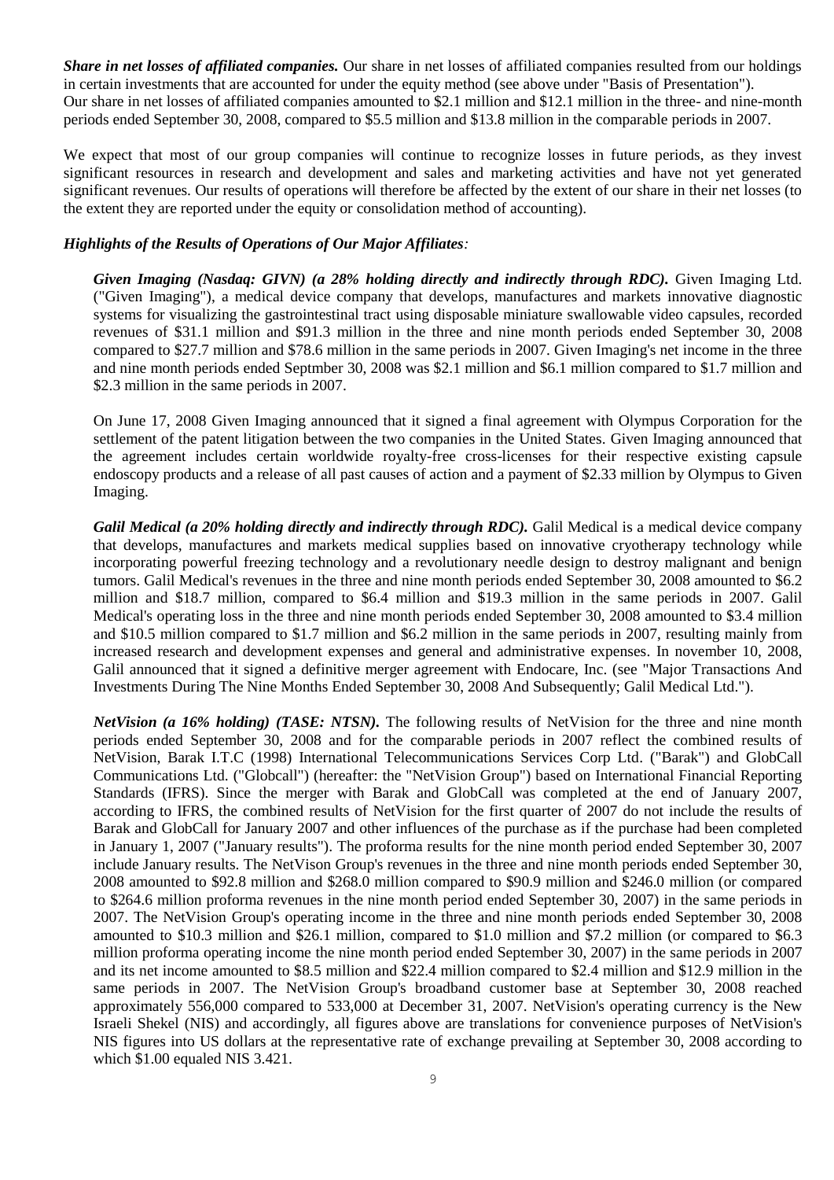***Share in net losses of affiliated companies.*** Our share in net losses of affiliated companies resulted from our holdings in certain investments that are accounted for under the equity method (see above under "Basis of Presentation"). Our share in net losses of affiliated companies amounted to \$2.1 million and \$12.1 million in the three- and nine-month periods ended September 30, 2008, compared to \$5.5 million and \$13.8 million in the comparable periods in 2007.

We expect that most of our group companies will continue to recognize losses in future periods, as they invest significant resources in research and development and sales and marketing activities and have not yet generated significant revenues. Our results of operations will therefore be affected by the extent of our share in their net losses (to the extent they are reported under the equity or consolidation method of accounting).

***Highlights of the Results of Operations of Our Major Affiliates:***

***Given Imaging (Nasdaq: GIVN) (a 28% holding directly and indirectly through RDC).*** Given Imaging Ltd. ("Given Imaging"), a medical device company that develops, manufactures and markets innovative diagnostic systems for visualizing the gastrointestinal tract using disposable miniature swallowable video capsules, recorded revenues of \$31.1 million and \$91.3 million in the three and nine month periods ended September 30, 2008 compared to \$27.7 million and \$78.6 million in the same periods in 2007. Given Imaging's net income in the three and nine month periods ended Septmber 30, 2008 was \$2.1 million and \$6.1 million compared to \$1.7 million and \$2.3 million in the same periods in 2007.

On June 17, 2008 Given Imaging announced that it signed a final agreement with Olympus Corporation for the settlement of the patent litigation between the two companies in the United States. Given Imaging announced that the agreement includes certain worldwide royalty-free cross-licenses for their respective existing capsule endoscopy products and a release of all past causes of action and a payment of \$2.33 million by Olympus to Given Imaging.

***Galil Medical (a 20% holding directly and indirectly through RDC).*** Galil Medical is a medical device company that develops, manufactures and markets medical supplies based on innovative cryotherapy technology while incorporating powerful freezing technology and a revolutionary needle design to destroy malignant and benign tumors. Galil Medical's revenues in the three and nine month periods ended September 30, 2008 amounted to \$6.2 million and \$18.7 million, compared to \$6.4 million and \$19.3 million in the same periods in 2007. Galil Medical's operating loss in the three and nine month periods ended September 30, 2008 amounted to \$3.4 million and \$10.5 million compared to \$1.7 million and \$6.2 million in the same periods in 2007, resulting mainly from increased research and development expenses and general and administrative expenses. In november 10, 2008, Galil announced that it signed a definitive merger agreement with Endocare, Inc. (see "Major Transactions And Investments During The Nine Months Ended September 30, 2008 And Subsequently; Galil Medical Ltd.").

***NetVision (a 16% holding) (TASE: NTSN).*** The following results of NetVision for the three and nine month periods ended September 30, 2008 and for the comparable periods in 2007 reflect the combined results of NetVision, Barak I.T.C (1998) International Telecommunications Services Corp Ltd. ("Barak") and GlobCall Communications Ltd. ("Globcall") (hereafter: the "NetVision Group") based on International Financial Reporting Standards (IFRS). Since the merger with Barak and GlobCall was completed at the end of January 2007, according to IFRS, the combined results of NetVision for the first quarter of 2007 do not include the results of Barak and GlobCall for January 2007 and other influences of the purchase as if the purchase had been completed in January 1, 2007 ("January results"). The proforma results for the nine month period ended September 30, 2007 include January results. The NetVison Group's revenues in the three and nine month periods ended September 30, 2008 amounted to \$92.8 million and \$268.0 million compared to \$90.9 million and \$246.0 million (or compared to \$264.6 million proforma revenues in the nine month period ended September 30, 2007) in the same periods in 2007. The NetVision Group's operating income in the three and nine month periods ended September 30, 2008 amounted to \$10.3 million and \$26.1 million, compared to \$1.0 million and \$7.2 million (or compared to \$6.3 million proforma operating income the nine month period ended September 30, 2007) in the same periods in 2007 and its net income amounted to \$8.5 million and \$22.4 million compared to \$2.4 million and \$12.9 million in the same periods in 2007. The NetVision Group's broadband customer base at September 30, 2008 reached approximately 556,000 compared to 533,000 at December 31, 2007. NetVision's operating currency is the New Israeli Shekel (NIS) and accordingly, all figures above are translations for convenience purposes of NetVision's NIS figures into US dollars at the representative rate of exchange prevailing at September 30, 2008 according to which \$1.00 equaled NIS 3.421.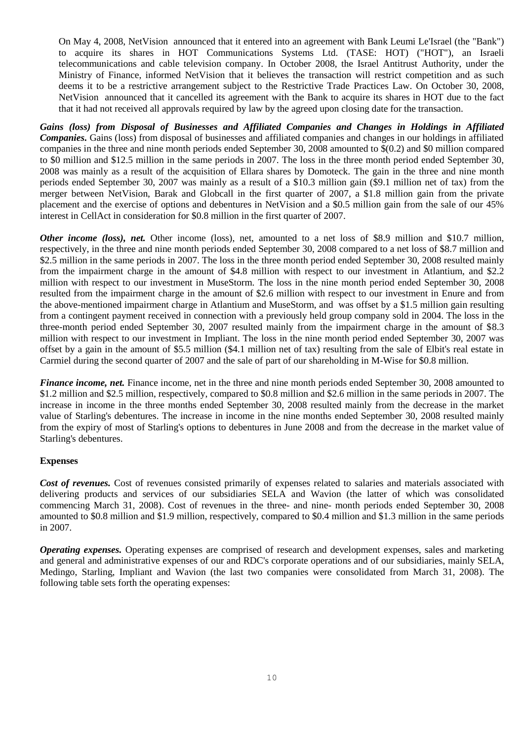On May 4, 2008, NetVision announced that it entered into an agreement with Bank Leumi Le'Israel (the "Bank") to acquire its shares in HOT Communications Systems Ltd. (TASE: HOT) ("HOT"), an Israeli telecommunications and cable television company. In October 2008, the Israel Antitrust Authority, under the Ministry of Finance, informed NetVision that it believes the transaction will restrict competition and as such deems it to be a restrictive arrangement subject to the Restrictive Trade Practices Law. On October 30, 2008, NetVision announced that it cancelled its agreement with the Bank to acquire its shares in HOT due to the fact that it had not received all approvals required by law by the agreed upon closing date for the transaction.

***Gains (loss) from Disposal of Businesses and Affiliated Companies and Changes in Holdings in Affiliated Companies.*** Gains (loss) from disposal of businesses and affiliated companies and changes in our holdings in affiliated companies in the three and nine month periods ended September 30, 2008 amounted to $(0.2) and $0 million compared to $0 million and $12.5 million in the same periods in 2007. The loss in the three month period ended September 30, 2008 was mainly as a result of the acquisition of Ellara shares by Domoteck. The gain in the three and nine month periods ended September 30, 2007 was mainly as a result of a $10.3 million gain ($9.1 million net of tax) from the merger between NetVision, Barak and Globcall in the first quarter of 2007, a $1.8 million gain from the private placement and the exercise of options and debentures in NetVision and a $0.5 million gain from the sale of our 45% interest in CellAct in consideration for $0.8 million in the first quarter of 2007.

***Other income (loss), net.*** Other income (loss), net, amounted to a net loss of $8.9 million and $10.7 million, respectively, in the three and nine month periods ended September 30, 2008 compared to a net loss of $8.7 million and $2.5 million in the same periods in 2007. The loss in the three month period ended September 30, 2008 resulted mainly from the impairment charge in the amount of $4.8 million with respect to our investment in Atlantium, and $2.2 million with respect to our investment in MuseStorm. The loss in the nine month period ended September 30, 2008 resulted from the impairment charge in the amount of $2.6 million with respect to our investment in Enure and from the above-mentioned impairment charge in Atlantium and MuseStorm, and was offset by a $1.5 million gain resulting from a contingent payment received in connection with a previously held group company sold in 2004. The loss in the three-month period ended September 30, 2007 resulted mainly from the impairment charge in the amount of $8.3 million with respect to our investment in Impliant. The loss in the nine month period ended September 30, 2007 was offset by a gain in the amount of $5.5 million ($4.1 million net of tax) resulting from the sale of Elbit's real estate in Carmiel during the second quarter of 2007 and the sale of part of our shareholding in M-Wise for $0.8 million.

***Finance income, net.*** Finance income, net in the three and nine month periods ended September 30, 2008 amounted to $1.2 million and $2.5 million, respectively, compared to $0.8 million and $2.6 million in the same periods in 2007. The increase in income in the three months ended September 30, 2008 resulted mainly from the decrease in the market value of Starling's debentures. The increase in income in the nine months ended September 30, 2008 resulted mainly from the expiry of most of Starling's options to debentures in June 2008 and from the decrease in the market value of Starling's debentures.

**Expenses**

***Cost of revenues.*** Cost of revenues consisted primarily of expenses related to salaries and materials associated with delivering products and services of our subsidiaries SELA and Wavion (the latter of which was consolidated commencing March 31, 2008). Cost of revenues in the three- and nine- month periods ended September 30, 2008 amounted to $0.8 million and $1.9 million, respectively, compared to $0.4 million and $1.3 million in the same periods in 2007.

***Operating expenses.*** Operating expenses are comprised of research and development expenses, sales and marketing and general and administrative expenses of our and RDC's corporate operations and of our subsidiaries, mainly SELA, Medingo, Starling, Impliant and Wavion (the last two companies were consolidated from March 31, 2008). The following table sets forth the operating expenses: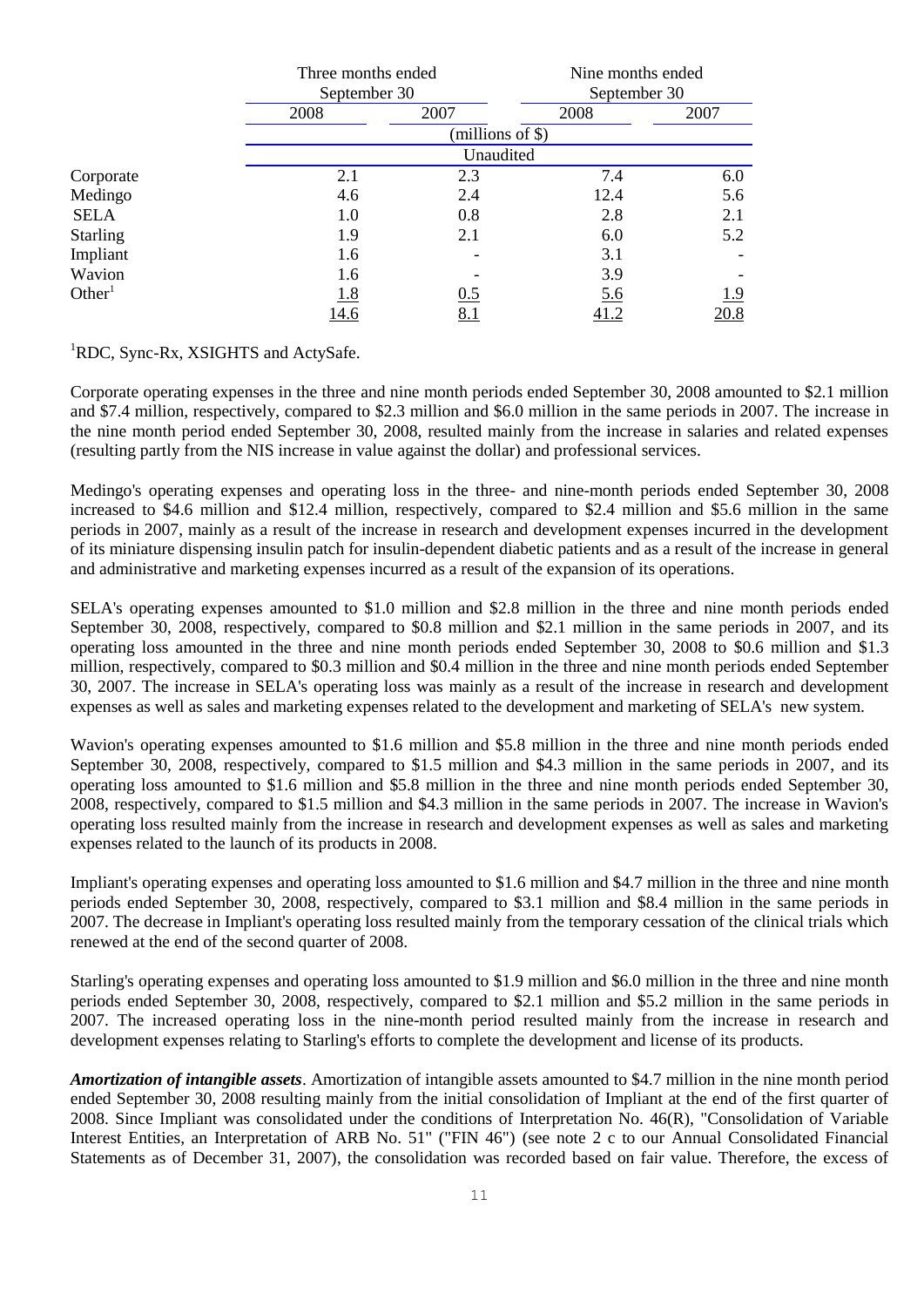| | Three months ended September 30 | | Nine months ended September 30 | |
|---|---|---|---|---|
| | 2008 | 2007 | 2008 | 2007 |
| | (millions of $) | | | |
| | Unaudited | | | |
| Corporate | 2.1 | 2.3 | 7.4 | 6.0 |
| Medingo | 4.6 | 2.4 | 12.4 | 5.6 |
| SELA | 1.0 | 0.8 | 2.8 | 2.1 |
| Starling | 1.9 | 2.1 | 6.0 | 5.2 |
| Impliant | 1.6 | - | 3.1 | - |
| Wavion | 1.6 | - | 3.9 | - |
| Other[1] | 1.8 | 0.5 | 5.6 | 1.9 |
| | 14.6 | 8.1 | 41.2 | 20.8 |

[1]RDC, Sync-Rx, XSIGHTS and ActySafe.

Corporate operating expenses in the three and nine month periods ended September 30, 2008 amounted to $2.1 million and $7.4 million, respectively, compared to $2.3 million and $6.0 million in the same periods in 2007. The increase in the nine month period ended September 30, 2008, resulted mainly from the increase in salaries and related expenses (resulting partly from the NIS increase in value against the dollar) and professional services.

Medingo's operating expenses and operating loss in the three- and nine-month periods ended September 30, 2008 increased to $4.6 million and $12.4 million, respectively, compared to $2.4 million and $5.6 million in the same periods in 2007, mainly as a result of the increase in research and development expenses incurred in the development of its miniature dispensing insulin patch for insulin-dependent diabetic patients and as a result of the increase in general and administrative and marketing expenses incurred as a result of the expansion of its operations.

SELA's operating expenses amounted to $1.0 million and $2.8 million in the three and nine month periods ended September 30, 2008, respectively, compared to $0.8 million and $2.1 million in the same periods in 2007, and its operating loss amounted in the three and nine month periods ended September 30, 2008 to $0.6 million and $1.3 million, respectively, compared to $0.3 million and $0.4 million in the three and nine month periods ended September 30, 2007. The increase in SELA's operating loss was mainly as a result of the increase in research and development expenses as well as sales and marketing expenses related to the development and marketing of SELA's new system.

Wavion's operating expenses amounted to $1.6 million and $5.8 million in the three and nine month periods ended September 30, 2008, respectively, compared to $1.5 million and $4.3 million in the same periods in 2007, and its operating loss amounted to $1.6 million and $5.8 million in the three and nine month periods ended September 30, 2008, respectively, compared to $1.5 million and $4.3 million in the same periods in 2007. The increase in Wavion's operating loss resulted mainly from the increase in research and development expenses as well as sales and marketing expenses related to the launch of its products in 2008.

Impliant's operating expenses and operating loss amounted to $1.6 million and $4.7 million in the three and nine month periods ended September 30, 2008, respectively, compared to $3.1 million and $8.4 million in the same periods in 2007. The decrease in Impliant's operating loss resulted mainly from the temporary cessation of the clinical trials which renewed at the end of the second quarter of 2008.

Starling's operating expenses and operating loss amounted to $1.9 million and $6.0 million in the three and nine month periods ended September 30, 2008, respectively, compared to $2.1 million and $5.2 million in the same periods in 2007. The increased operating loss in the nine-month period resulted mainly from the increase in research and development expenses relating to Starling's efforts to complete the development and license of its products.

***Amortization of intangible assets***. Amortization of intangible assets amounted to $4.7 million in the nine month period ended September 30, 2008 resulting mainly from the initial consolidation of Impliant at the end of the first quarter of 2008. Since Impliant was consolidated under the conditions of Interpretation No. 46(R), "Consolidation of Variable Interest Entities, an Interpretation of ARB No. 51" ("FIN 46") (see note 2 c to our Annual Consolidated Financial Statements as of December 31, 2007), the consolidation was recorded based on fair value. Therefore, the excess of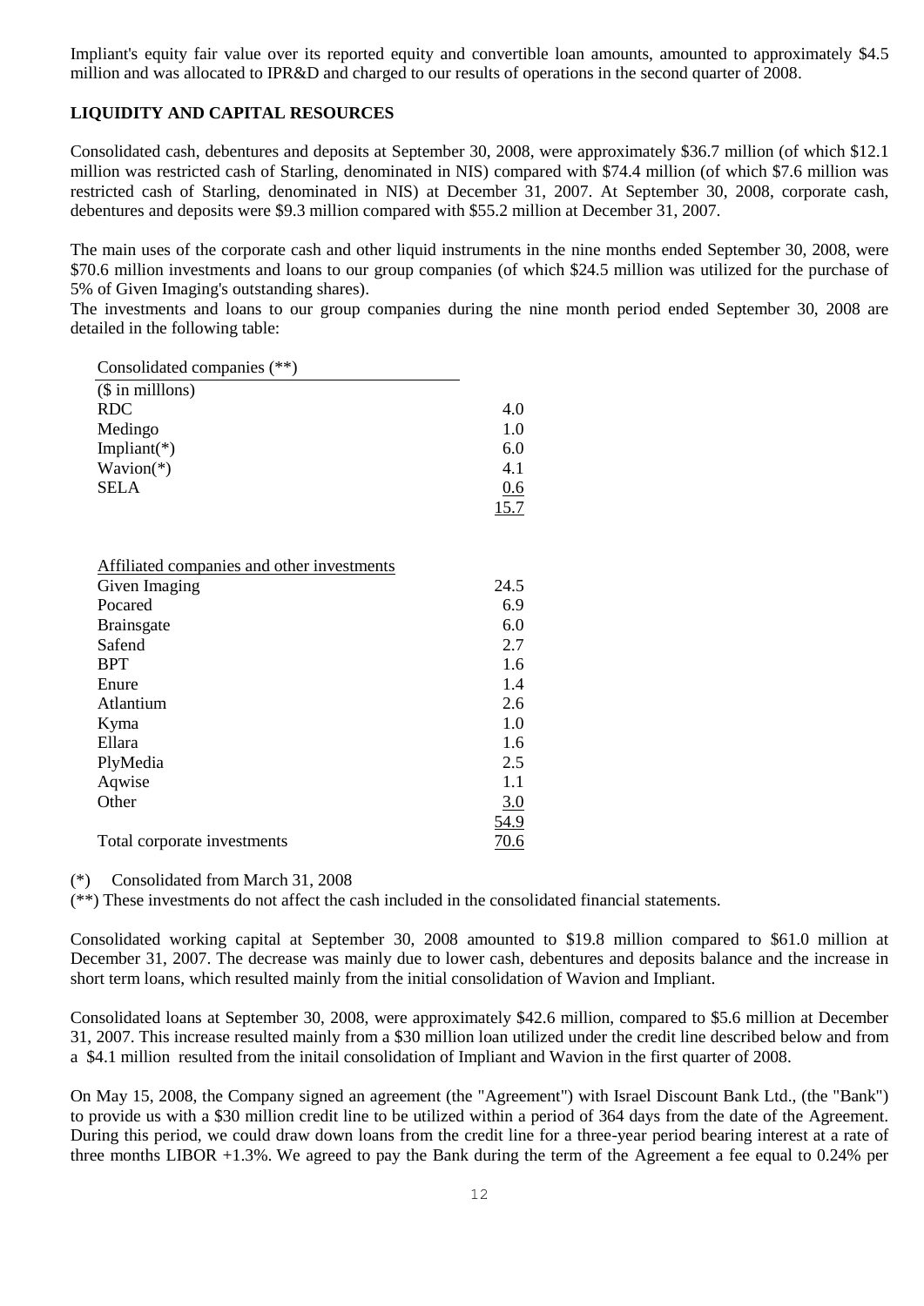Impliant's equity fair value over its reported equity and convertible loan amounts, amounted to approximately $4.5 million and was allocated to IPR&D and charged to our results of operations in the second quarter of 2008.

## LIQUIDITY AND CAPITAL RESOURCES

Consolidated cash, debentures and deposits at September 30, 2008, were approximately $36.7 million (of which $12.1 million was restricted cash of Starling, denominated in NIS) compared with $74.4 million (of which $7.6 million was restricted cash of Starling, denominated in NIS) at December 31, 2007. At September 30, 2008, corporate cash, debentures and deposits were $9.3 million compared with $55.2 million at December 31, 2007.

The main uses of the corporate cash and other liquid instruments in the nine months ended September 30, 2008, were $70.6 million investments and loans to our group companies (of which $24.5 million was utilized for the purchase of 5% of Given Imaging's outstanding shares).

The investments and loans to our group companies during the nine month period ended September 30, 2008 are detailed in the following table:

| Consolidated companies (**) | |
|---|---|
| ($ in milllons) | |
| RDC | 4.0 |
| Medingo | 1.0 |
| Impliant(*) | 6.0 |
| Wavion(*) | 4.1 |
| SELA | 0.6 |
| | 15.7 |
| | |
| Affiliated companies and other investments | |
| Given Imaging | 24.5 |
| Pocared | 6.9 |
| Brainsgate | 6.0 |
| Safend | 2.7 |
| BPT | 1.6 |
| Enure | 1.4 |
| Atlantium | 2.6 |
| Kyma | 1.0 |
| Ellara | 1.6 |
| PlyMedia | 2.5 |
| Aqwise | 1.1 |
| Other | 3.0 |
| | 54.9 |
| Total corporate investments | 70.6 |

(*) Consolidated from March 31, 2008

(**) These investments do not affect the cash included in the consolidated financial statements.

Consolidated working capital at September 30, 2008 amounted to $19.8 million compared to $61.0 million at December 31, 2007. The decrease was mainly due to lower cash, debentures and deposits balance and the increase in short term loans, which resulted mainly from the initial consolidation of Wavion and Impliant.

Consolidated loans at September 30, 2008, were approximately $42.6 million, compared to $5.6 million at December 31, 2007. This increase resulted mainly from a $30 million loan utilized under the credit line described below and from a $4.1 million resulted from the initail consolidation of Impliant and Wavion in the first quarter of 2008.

On May 15, 2008, the Company signed an agreement (the "Agreement") with Israel Discount Bank Ltd., (the "Bank") to provide us with a $30 million credit line to be utilized within a period of 364 days from the date of the Agreement. During this period, we could draw down loans from the credit line for a three-year period bearing interest at a rate of three months LIBOR +1.3%. We agreed to pay the Bank during the term of the Agreement a fee equal to 0.24% per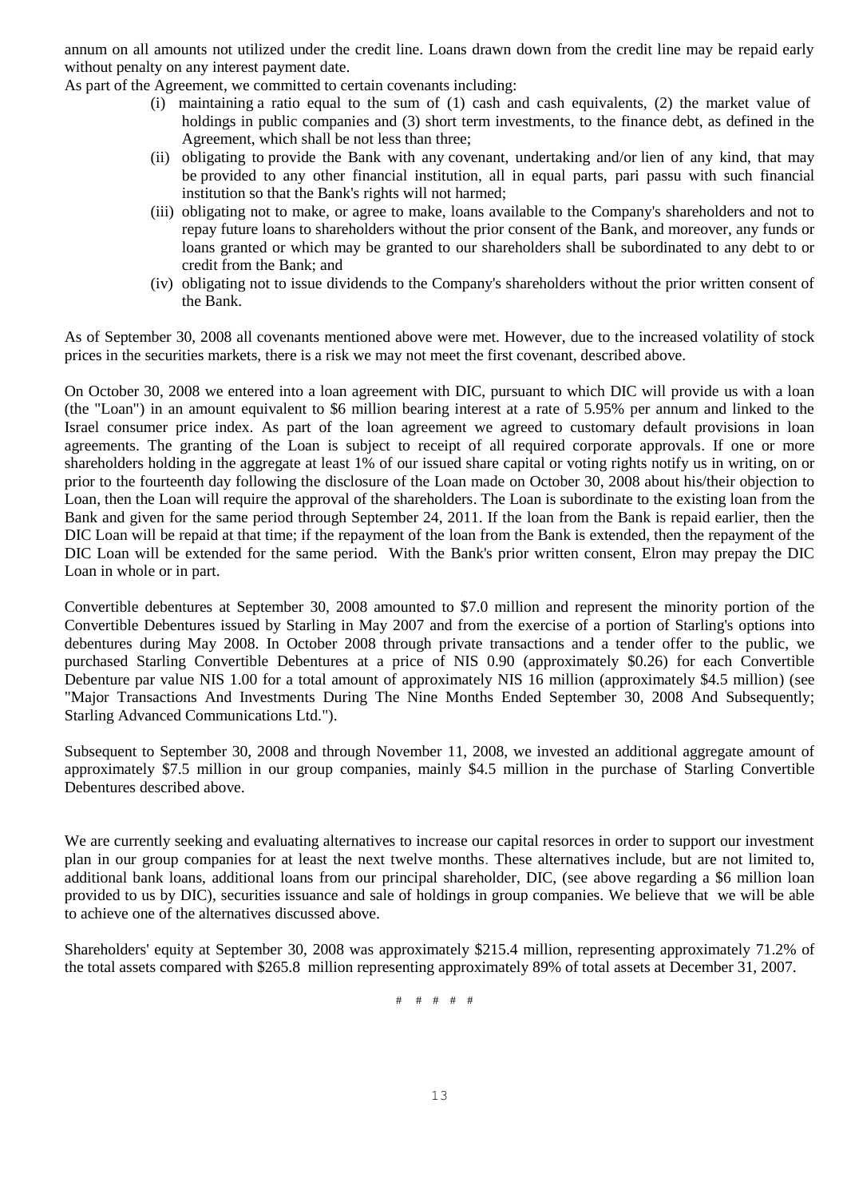annum on all amounts not utilized under the credit line. Loans drawn down from the credit line may be repaid early without penalty on any interest payment date.

As part of the Agreement, we committed to certain covenants including:

(i) maintaining a ratio equal to the sum of (1) cash and cash equivalents, (2) the market value of holdings in public companies and (3) short term investments, to the finance debt, as defined in the Agreement, which shall be not less than three;

(ii) obligating to provide the Bank with any covenant, undertaking and/or lien of any kind, that may be provided to any other financial institution, all in equal parts, pari passu with such financial institution so that the Bank's rights will not harmed;

(iii) obligating not to make, or agree to make, loans available to the Company's shareholders and not to repay future loans to shareholders without the prior consent of the Bank, and moreover, any funds or loans granted or which may be granted to our shareholders shall be subordinated to any debt to or credit from the Bank; and

(iv) obligating not to issue dividends to the Company's shareholders without the prior written consent of the Bank.

As of September 30, 2008 all covenants mentioned above were met. However, due to the increased volatility of stock prices in the securities markets, there is a risk we may not meet the first covenant, described above.

On October 30, 2008 we entered into a loan agreement with DIC, pursuant to which DIC will provide us with a loan (the "Loan") in an amount equivalent to $6 million bearing interest at a rate of 5.95% per annum and linked to the Israel consumer price index. As part of the loan agreement we agreed to customary default provisions in loan agreements. The granting of the Loan is subject to receipt of all required corporate approvals. If one or more shareholders holding in the aggregate at least 1% of our issued share capital or voting rights notify us in writing, on or prior to the fourteenth day following the disclosure of the Loan made on October 30, 2008 about his/their objection to Loan, then the Loan will require the approval of the shareholders. The Loan is subordinate to the existing loan from the Bank and given for the same period through September 24, 2011. If the loan from the Bank is repaid earlier, then the DIC Loan will be repaid at that time; if the repayment of the loan from the Bank is extended, then the repayment of the DIC Loan will be extended for the same period. With the Bank's prior written consent, Elron may prepay the DIC Loan in whole or in part.

Convertible debentures at September 30, 2008 amounted to $7.0 million and represent the minority portion of the Convertible Debentures issued by Starling in May 2007 and from the exercise of a portion of Starling's options into debentures during May 2008. In October 2008 through private transactions and a tender offer to the public, we purchased Starling Convertible Debentures at a price of NIS 0.90 (approximately $0.26) for each Convertible Debenture par value NIS 1.00 for a total amount of approximately NIS 16 million (approximately $4.5 million) (see "Major Transactions And Investments During The Nine Months Ended September 30, 2008 And Subsequently; Starling Advanced Communications Ltd.").

Subsequent to September 30, 2008 and through November 11, 2008, we invested an additional aggregate amount of approximately $7.5 million in our group companies, mainly $4.5 million in the purchase of Starling Convertible Debentures described above.

We are currently seeking and evaluating alternatives to increase our capital resorces in order to support our investment plan in our group companies for at least the next twelve months. These alternatives include, but are not limited to, additional bank loans, additional loans from our principal shareholder, DIC, (see above regarding a $6 million loan provided to us by DIC), securities issuance and sale of holdings in group companies. We believe that we will be able to achieve one of the alternatives discussed above.

Shareholders' equity at September 30, 2008 was approximately $215.4 million, representing approximately 71.2% of the total assets compared with $265.8 million representing approximately 89% of total assets at December 31, 2007.

# # # # #